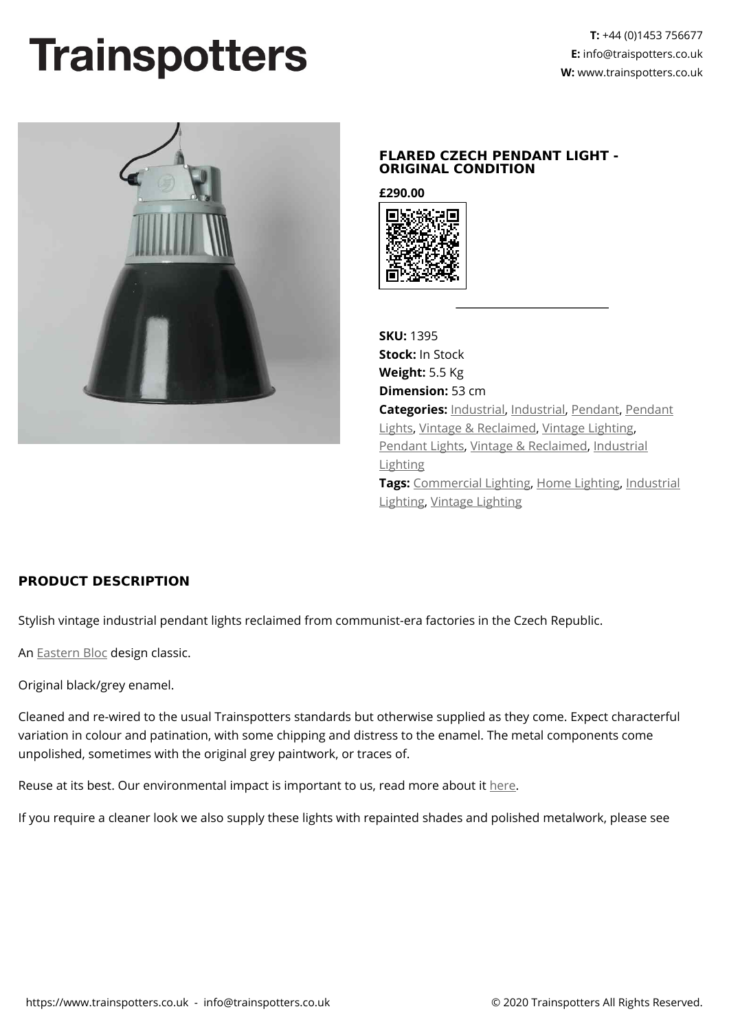# Trainspotters

**T:** +44 (0)1453 756677
**E:** info@traispotters.co.uk
**W:** www.trainspotters.co.uk

## FLARED CZECH PENDANT LIGHT - ORIGINAL CONDITION

**£290.00**

**SKU:** 1395
**Stock:** In Stock
**Weight:** 5.5 Kg
**Dimension:** 53 cm
**Categories:** Industrial, Industrial, Pendant, Pendant Lights, Vintage & Reclaimed, Vintage Lighting, Pendant Lights, Vintage & Reclaimed, Industrial Lighting
**Tags:** Commercial Lighting, Home Lighting, Industrial Lighting, Vintage Lighting

## PRODUCT DESCRIPTION

Stylish vintage industrial pendant lights reclaimed from communist-era factories in the Czech Republic.

An Eastern Bloc design classic.

Original black/grey enamel.

Cleaned and re-wired to the usual Trainspotters standards but otherwise supplied as they come. Expect characterful variation in colour and patination, with some chipping and distress to the enamel. The metal components come unpolished, sometimes with the original grey paintwork, or traces of.

Reuse at its best. Our environmental impact is important to us, read more about it here.

If you require a cleaner look we also supply these lights with repainted shades and polished metalwork, please see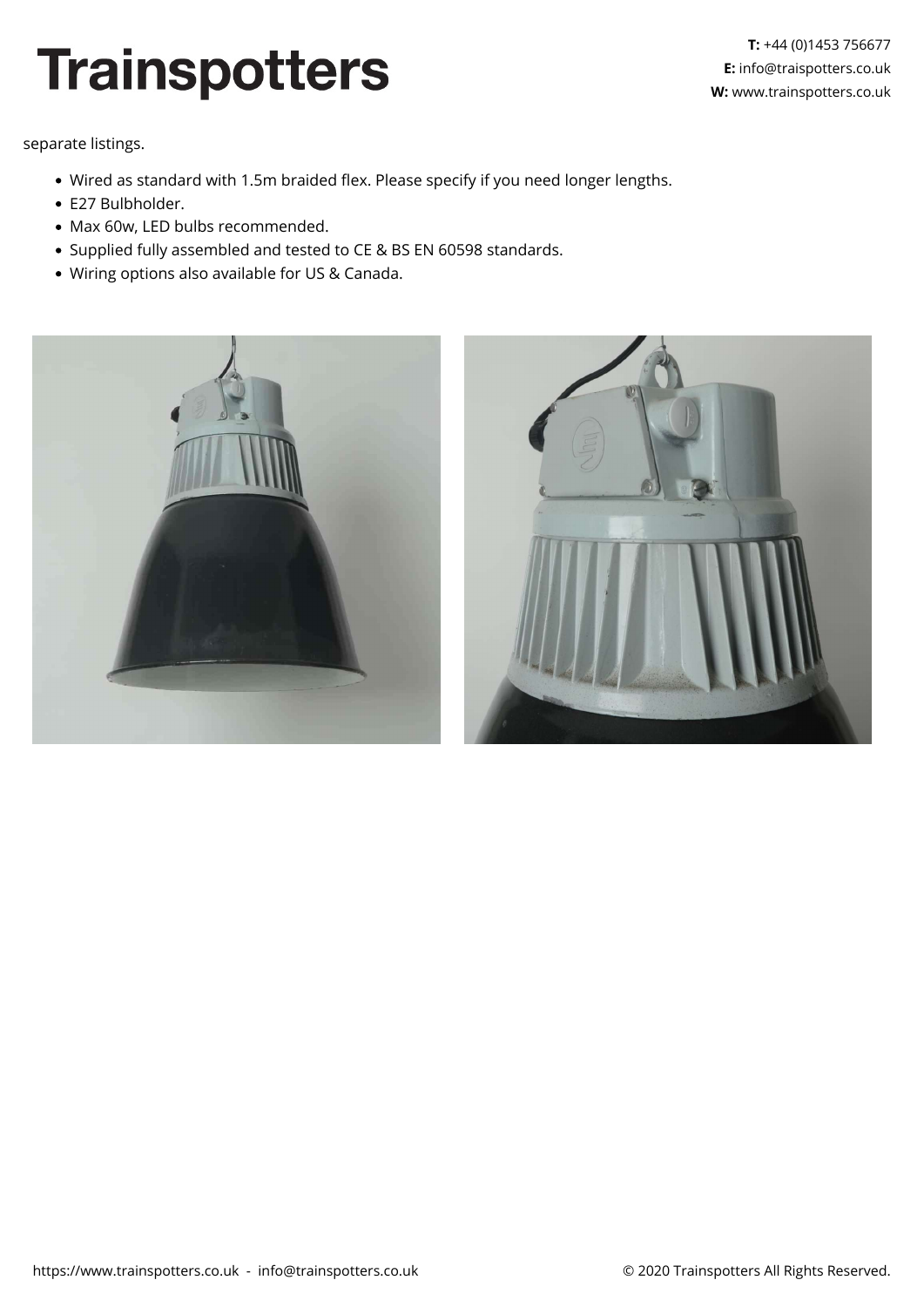separate listings.

- Wired as standard with 1.5m braided flex. Please specify if you need longer lengths.
- E27 Bulbholder.
- Max 60w, LED bulbs recommended.
- Supplied fully assembled and tested to CE & BS EN 60598 standards.
- Wiring options also available for US & Canada.